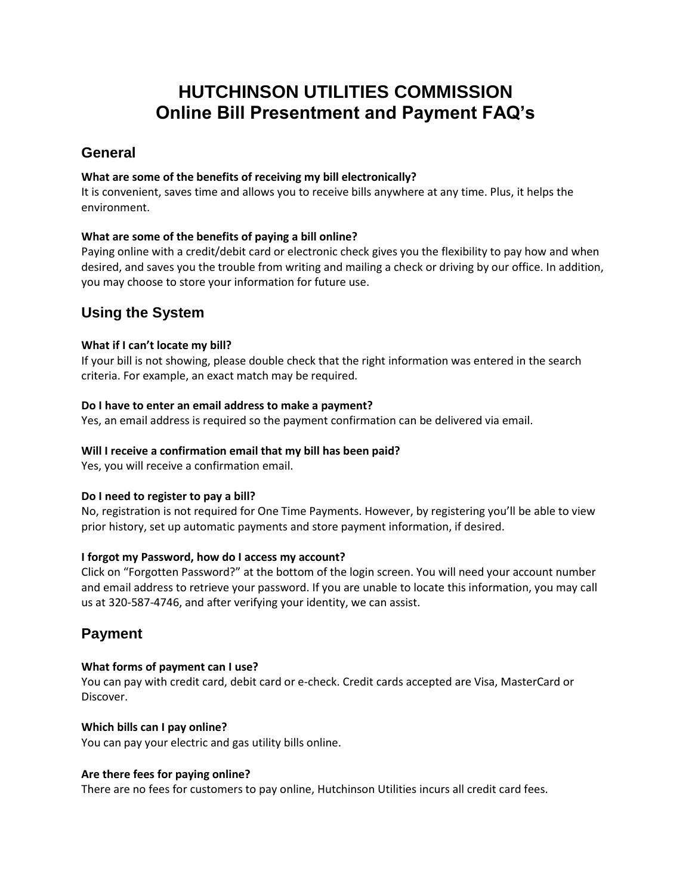# HUTCHINSON UTILITIES COMMISSION
# Online Bill Presentment and Payment FAQ's

## General

**What are some of the benefits of receiving my bill electronically?**
It is convenient, saves time and allows you to receive bills anywhere at any time. Plus, it helps the environment.

**What are some of the benefits of paying a bill online?**
Paying online with a credit/debit card or electronic check gives you the flexibility to pay how and when desired, and saves you the trouble from writing and mailing a check or driving by our office. In addition, you may choose to store your information for future use.

## Using the System

**What if I can't locate my bill?**
If your bill is not showing, please double check that the right information was entered in the search criteria. For example, an exact match may be required.

**Do I have to enter an email address to make a payment?**
Yes, an email address is required so the payment confirmation can be delivered via email.

**Will I receive a confirmation email that my bill has been paid?**
Yes, you will receive a confirmation email.

**Do I need to register to pay a bill?**
No, registration is not required for One Time Payments. However, by registering you'll be able to view prior history, set up automatic payments and store payment information, if desired.

**I forgot my Password, how do I access my account?**
Click on "Forgotten Password?" at the bottom of the login screen. You will need your account number and email address to retrieve your password. If you are unable to locate this information, you may call us at 320-587-4746, and after verifying your identity, we can assist.

## Payment

**What forms of payment can I use?**
You can pay with credit card, debit card or e-check. Credit cards accepted are Visa, MasterCard or Discover.

**Which bills can I pay online?**
You can pay your electric and gas utility bills online.

**Are there fees for paying online?**
There are no fees for customers to pay online, Hutchinson Utilities incurs all credit card fees.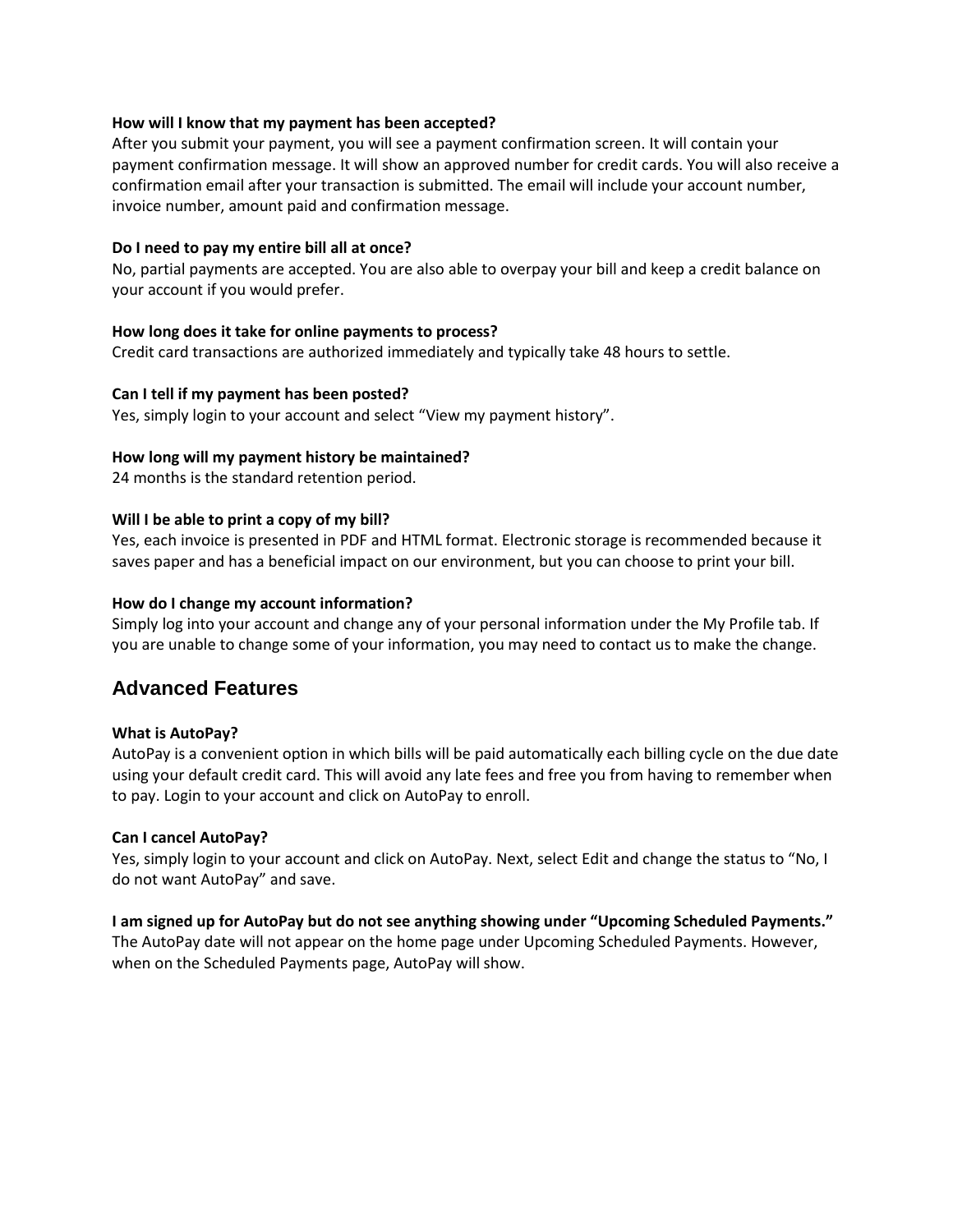**How will I know that my payment has been accepted?**
After you submit your payment, you will see a payment confirmation screen. It will contain your payment confirmation message. It will show an approved number for credit cards. You will also receive a confirmation email after your transaction is submitted. The email will include your account number, invoice number, amount paid and confirmation message.

**Do I need to pay my entire bill all at once?**
No, partial payments are accepted. You are also able to overpay your bill and keep a credit balance on your account if you would prefer.

**How long does it take for online payments to process?**
Credit card transactions are authorized immediately and typically take 48 hours to settle.

**Can I tell if my payment has been posted?**
Yes, simply login to your account and select "View my payment history".

**How long will my payment history be maintained?**
24 months is the standard retention period.

**Will I be able to print a copy of my bill?**
Yes, each invoice is presented in PDF and HTML format. Electronic storage is recommended because it saves paper and has a beneficial impact on our environment, but you can choose to print your bill.

**How do I change my account information?**
Simply log into your account and change any of your personal information under the My Profile tab. If you are unable to change some of your information, you may need to contact us to make the change.

## Advanced Features

**What is AutoPay?**
AutoPay is a convenient option in which bills will be paid automatically each billing cycle on the due date using your default credit card. This will avoid any late fees and free you from having to remember when to pay. Login to your account and click on AutoPay to enroll.

**Can I cancel AutoPay?**
Yes, simply login to your account and click on AutoPay. Next, select Edit and change the status to "No, I do not want AutoPay" and save.

**I am signed up for AutoPay but do not see anything showing under "Upcoming Scheduled Payments."**
The AutoPay date will not appear on the home page under Upcoming Scheduled Payments. However, when on the Scheduled Payments page, AutoPay will show.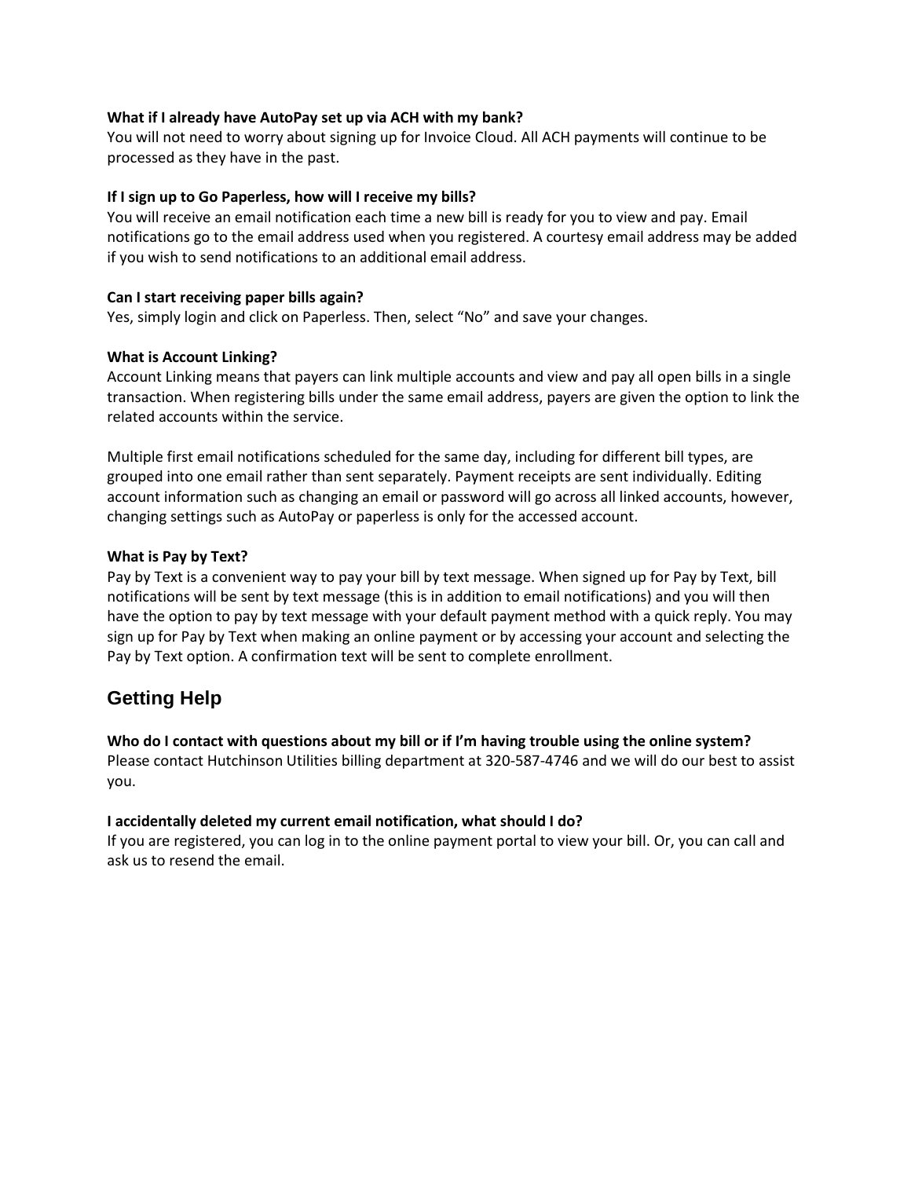**What if I already have AutoPay set up via ACH with my bank?**
You will not need to worry about signing up for Invoice Cloud. All ACH payments will continue to be processed as they have in the past.

**If I sign up to Go Paperless, how will I receive my bills?**
You will receive an email notification each time a new bill is ready for you to view and pay. Email notifications go to the email address used when you registered. A courtesy email address may be added if you wish to send notifications to an additional email address.

**Can I start receiving paper bills again?**
Yes, simply login and click on Paperless. Then, select "No" and save your changes.

**What is Account Linking?**
Account Linking means that payers can link multiple accounts and view and pay all open bills in a single transaction. When registering bills under the same email address, payers are given the option to link the related accounts within the service.

Multiple first email notifications scheduled for the same day, including for different bill types, are grouped into one email rather than sent separately. Payment receipts are sent individually. Editing account information such as changing an email or password will go across all linked accounts, however, changing settings such as AutoPay or paperless is only for the accessed account.

**What is Pay by Text?**
Pay by Text is a convenient way to pay your bill by text message. When signed up for Pay by Text, bill notifications will be sent by text message (this is in addition to email notifications) and you will then have the option to pay by text message with your default payment method with a quick reply. You may sign up for Pay by Text when making an online payment or by accessing your account and selecting the Pay by Text option. A confirmation text will be sent to complete enrollment.

## Getting Help

**Who do I contact with questions about my bill or if I'm having trouble using the online system?**
Please contact Hutchinson Utilities billing department at 320-587-4746 and we will do our best to assist you.

**I accidentally deleted my current email notification, what should I do?**
If you are registered, you can log in to the online payment portal to view your bill. Or, you can call and ask us to resend the email.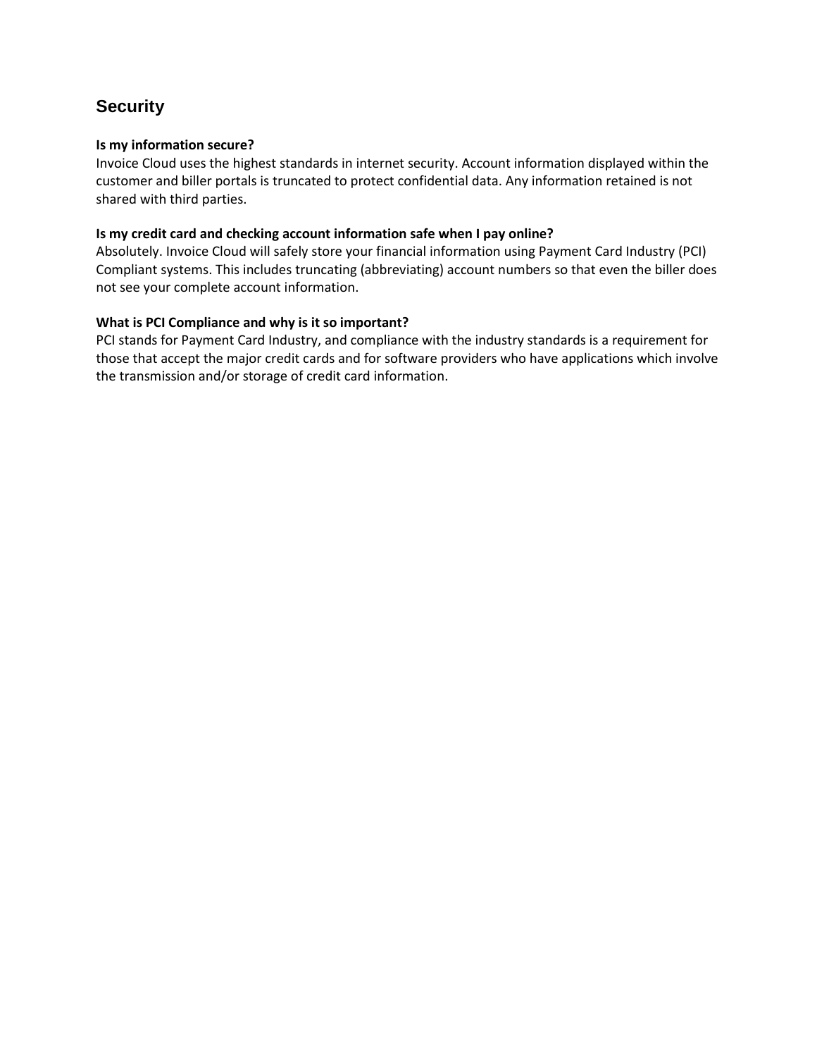## Security

**Is my information secure?**

Invoice Cloud uses the highest standards in internet security. Account information displayed within the customer and biller portals is truncated to protect confidential data. Any information retained is not shared with third parties.

**Is my credit card and checking account information safe when I pay online?**

Absolutely. Invoice Cloud will safely store your financial information using Payment Card Industry (PCI) Compliant systems. This includes truncating (abbreviating) account numbers so that even the biller does not see your complete account information.

**What is PCI Compliance and why is it so important?**

PCI stands for Payment Card Industry, and compliance with the industry standards is a requirement for those that accept the major credit cards and for software providers who have applications which involve the transmission and/or storage of credit card information.